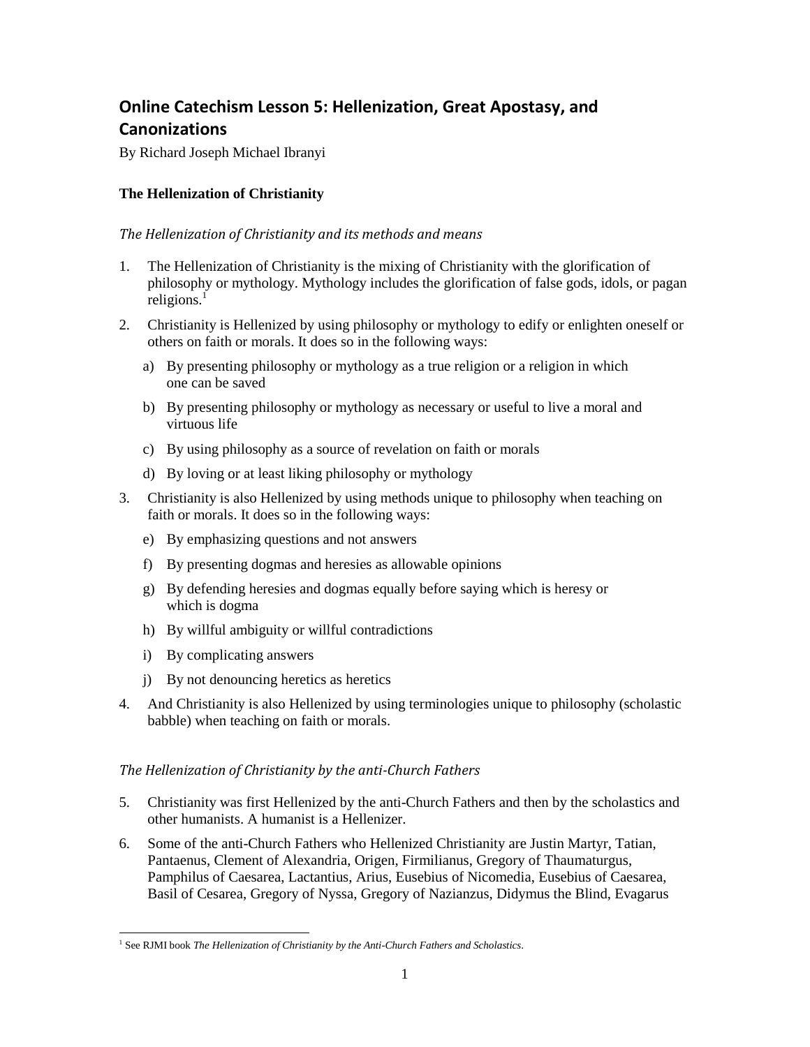# Online Catechism Lesson 5: Hellenization, Great Apostasy, and Canonizations

By Richard Joseph Michael Ibranyi

## The Hellenization of Christianity

### *The Hellenization of Christianity and its methods and means*

1. The Hellenization of Christianity is the mixing of Christianity with the glorification of philosophy or mythology. Mythology includes the glorification of false gods, idols, or pagan religions.[1]

2. Christianity is Hellenized by using philosophy or mythology to edify or enlighten oneself or others on faith or morals. It does so in the following ways:

   a) By presenting philosophy or mythology as a true religion or a religion in which one can be saved

   b) By presenting philosophy or mythology as necessary or useful to live a moral and virtuous life

   c) By using philosophy as a source of revelation on faith or morals

   d) By loving or at least liking philosophy or mythology

3. Christianity is also Hellenized by using methods unique to philosophy when teaching on faith or morals. It does so in the following ways:

   e) By emphasizing questions and not answers

   f) By presenting dogmas and heresies as allowable opinions

   g) By defending heresies and dogmas equally before saying which is heresy or which is dogma

   h) By willful ambiguity or willful contradictions

   i) By complicating answers

   j) By not denouncing heretics as heretics

4. And Christianity is also Hellenized by using terminologies unique to philosophy (scholastic babble) when teaching on faith or morals.

### *The Hellenization of Christianity by the anti-Church Fathers*

5. Christianity was first Hellenized by the anti-Church Fathers and then by the scholastics and other humanists. A humanist is a Hellenizer.

6. Some of the anti-Church Fathers who Hellenized Christianity are Justin Martyr, Tatian, Pantaenus, Clement of Alexandria, Origen, Firmilianus, Gregory of Thaumaturgus, Pamphilus of Caesarea, Lactantius, Arius, Eusebius of Nicomedia, Eusebius of Caesarea, Basil of Cesarea, Gregory of Nyssa, Gregory of Nazianzus, Didymus the Blind, Evagarus

---

[1] See RJMI book *The Hellenization of Christianity by the Anti-Church Fathers and Scholastics*.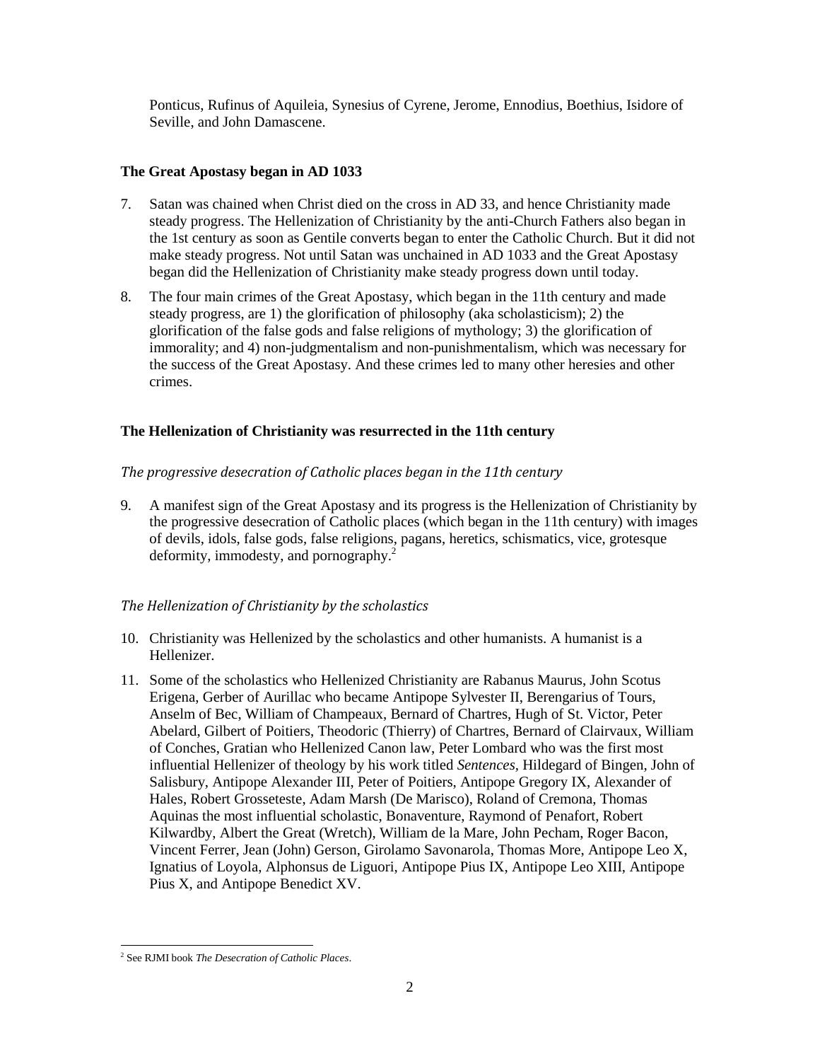Ponticus, Rufinus of Aquileia, Synesius of Cyrene, Jerome, Ennodius, Boethius, Isidore of Seville, and John Damascene.

### The Great Apostasy began in AD 1033

7. Satan was chained when Christ died on the cross in AD 33, and hence Christianity made steady progress. The Hellenization of Christianity by the anti-Church Fathers also began in the 1st century as soon as Gentile converts began to enter the Catholic Church. But it did not make steady progress. Not until Satan was unchained in AD 1033 and the Great Apostasy began did the Hellenization of Christianity make steady progress down until today.
8. The four main crimes of the Great Apostasy, which began in the 11th century and made steady progress, are 1) the glorification of philosophy (aka scholasticism); 2) the glorification of the false gods and false religions of mythology; 3) the glorification of immorality; and 4) non-judgmentalism and non-punishmentalism, which was necessary for the success of the Great Apostasy. And these crimes led to many other heresies and other crimes.

### The Hellenization of Christianity was resurrected in the 11th century

#### *The progressive desecration of Catholic places began in the 11th century*

9. A manifest sign of the Great Apostasy and its progress is the Hellenization of Christianity by the progressive desecration of Catholic places (which began in the 11th century) with images of devils, idols, false gods, false religions, pagans, heretics, schismatics, vice, grotesque deformity, immodesty, and pornography.[2]

#### *The Hellenization of Christianity by the scholastics*

10. Christianity was Hellenized by the scholastics and other humanists. A humanist is a Hellenizer.
11. Some of the scholastics who Hellenized Christianity are Rabanus Maurus, John Scotus Erigena, Gerber of Aurillac who became Antipope Sylvester II, Berengarius of Tours, Anselm of Bec, William of Champeaux, Bernard of Chartres, Hugh of St. Victor, Peter Abelard, Gilbert of Poitiers, Theodoric (Thierry) of Chartres, Bernard of Clairvaux, William of Conches, Gratian who Hellenized Canon law, Peter Lombard who was the first most influential Hellenizer of theology by his work titled *Sentences*, Hildegard of Bingen, John of Salisbury, Antipope Alexander III, Peter of Poitiers, Antipope Gregory IX, Alexander of Hales, Robert Grosseteste, Adam Marsh (De Marisco), Roland of Cremona, Thomas Aquinas the most influential scholastic, Bonaventure, Raymond of Penafort, Robert Kilwardby, Albert the Great (Wretch), William de la Mare, John Pecham, Roger Bacon, Vincent Ferrer, Jean (John) Gerson, Girolamo Savonarola, Thomas More, Antipope Leo X, Ignatius of Loyola, Alphonsus de Liguori, Antipope Pius IX, Antipope Leo XIII, Antipope Pius X, and Antipope Benedict XV.

---

[2] See RJMI book *The Desecration of Catholic Places*.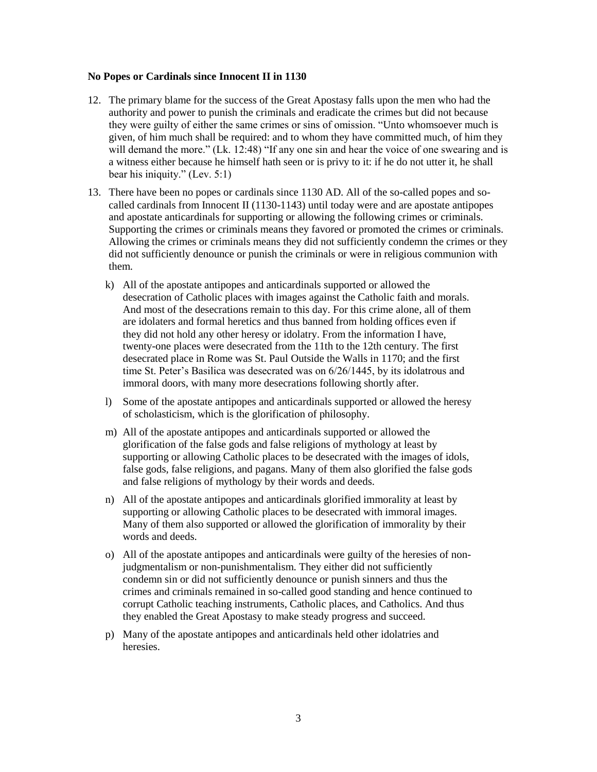**No Popes or Cardinals since Innocent II in 1130**

12. The primary blame for the success of the Great Apostasy falls upon the men who had the authority and power to punish the criminals and eradicate the crimes but did not because they were guilty of either the same crimes or sins of omission. "Unto whomsoever much is given, of him much shall be required: and to whom they have committed much, of him they will demand the more." (Lk. 12:48) "If any one sin and hear the voice of one swearing and is a witness either because he himself hath seen or is privy to it: if he do not utter it, he shall bear his iniquity." (Lev. 5:1)

13. There have been no popes or cardinals since 1130 AD. All of the so-called popes and so-called cardinals from Innocent II (1130-1143) until today were and are apostate antipopes and apostate anticardinals for supporting or allowing the following crimes or criminals. Supporting the crimes or criminals means they favored or promoted the crimes or criminals. Allowing the crimes or criminals means they did not sufficiently condemn the crimes or they did not sufficiently denounce or punish the criminals or were in religious communion with them.

    k) All of the apostate antipopes and anticardinals supported or allowed the desecration of Catholic places with images against the Catholic faith and morals. And most of the desecrations remain to this day. For this crime alone, all of them are idolaters and formal heretics and thus banned from holding offices even if they did not hold any other heresy or idolatry. From the information I have, twenty-one places were desecrated from the 11th to the 12th century. The first desecrated place in Rome was St. Paul Outside the Walls in 1170; and the first time St. Peter's Basilica was desecrated was on 6/26/1445, by its idolatrous and immoral doors, with many more desecrations following shortly after.

    l) Some of the apostate antipopes and anticardinals supported or allowed the heresy of scholasticism, which is the glorification of philosophy.

    m) All of the apostate antipopes and anticardinals supported or allowed the glorification of the false gods and false religions of mythology at least by supporting or allowing Catholic places to be desecrated with the images of idols, false gods, false religions, and pagans. Many of them also glorified the false gods and false religions of mythology by their words and deeds.

    n) All of the apostate antipopes and anticardinals glorified immorality at least by supporting or allowing Catholic places to be desecrated with immoral images. Many of them also supported or allowed the glorification of immorality by their words and deeds.

    o) All of the apostate antipopes and anticardinals were guilty of the heresies of non-judgmentalism or non-punishmentalism. They either did not sufficiently condemn sin or did not sufficiently denounce or punish sinners and thus the crimes and criminals remained in so-called good standing and hence continued to corrupt Catholic teaching instruments, Catholic places, and Catholics. And thus they enabled the Great Apostasy to make steady progress and succeed.

    p) Many of the apostate antipopes and anticardinals held other idolatries and heresies.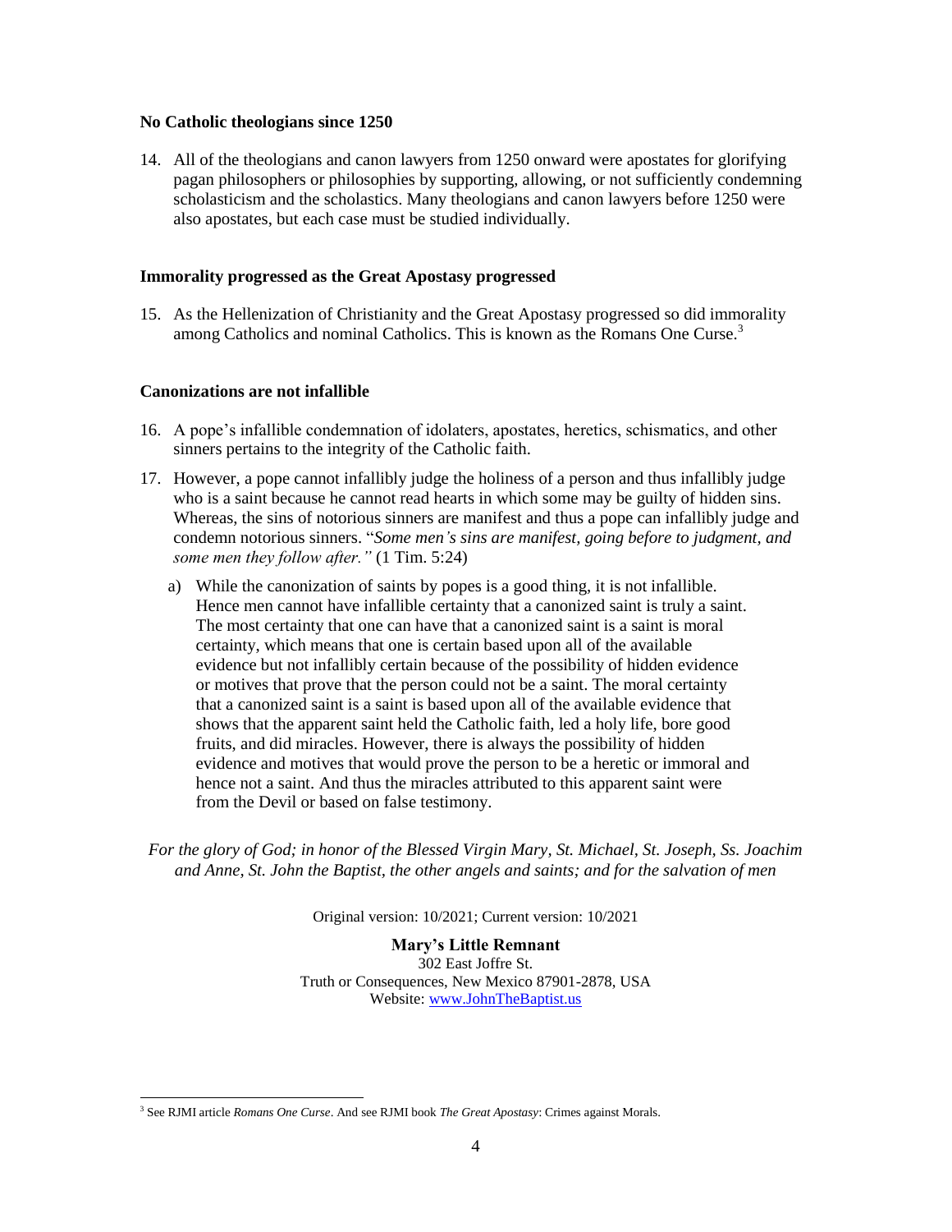**No Catholic theologians since 1250**

14. All of the theologians and canon lawyers from 1250 onward were apostates for glorifying pagan philosophers or philosophies by supporting, allowing, or not sufficiently condemning scholasticism and the scholastics. Many theologians and canon lawyers before 1250 were also apostates, but each case must be studied individually.

**Immorality progressed as the Great Apostasy progressed**

15. As the Hellenization of Christianity and the Great Apostasy progressed so did immorality among Catholics and nominal Catholics. This is known as the Romans One Curse.[3]

**Canonizations are not infallible**

16. A pope's infallible condemnation of idolaters, apostates, heretics, schismatics, and other sinners pertains to the integrity of the Catholic faith.

17. However, a pope cannot infallibly judge the holiness of a person and thus infallibly judge who is a saint because he cannot read hearts in which some may be guilty of hidden sins. Whereas, the sins of notorious sinners are manifest and thus a pope can infallibly judge and condemn notorious sinners. "*Some men's sins are manifest, going before to judgment, and some men they follow after."* (1 Tim. 5:24)

    a) While the canonization of saints by popes is a good thing, it is not infallible. Hence men cannot have infallible certainty that a canonized saint is truly a saint. The most certainty that one can have that a canonized saint is a saint is moral certainty, which means that one is certain based upon all of the available evidence but not infallibly certain because of the possibility of hidden evidence or motives that prove that the person could not be a saint. The moral certainty that a canonized saint is a saint is based upon all of the available evidence that shows that the apparent saint held the Catholic faith, led a holy life, bore good fruits, and did miracles. However, there is always the possibility of hidden evidence and motives that would prove the person to be a heretic or immoral and hence not a saint. And thus the miracles attributed to this apparent saint were from the Devil or based on false testimony.

*For the glory of God; in honor of the Blessed Virgin Mary, St. Michael, St. Joseph, Ss. Joachim and Anne, St. John the Baptist, the other angels and saints; and for the salvation of men*

Original version: 10/2021; Current version: 10/2021

**Mary's Little Remnant**
302 East Joffre St.
Truth or Consequences, New Mexico 87901-2878, USA
Website: www.JohnTheBaptist.us

---

[3] See RJMI article *Romans One Curse*. And see RJMI book *The Great Apostasy*: Crimes against Morals.